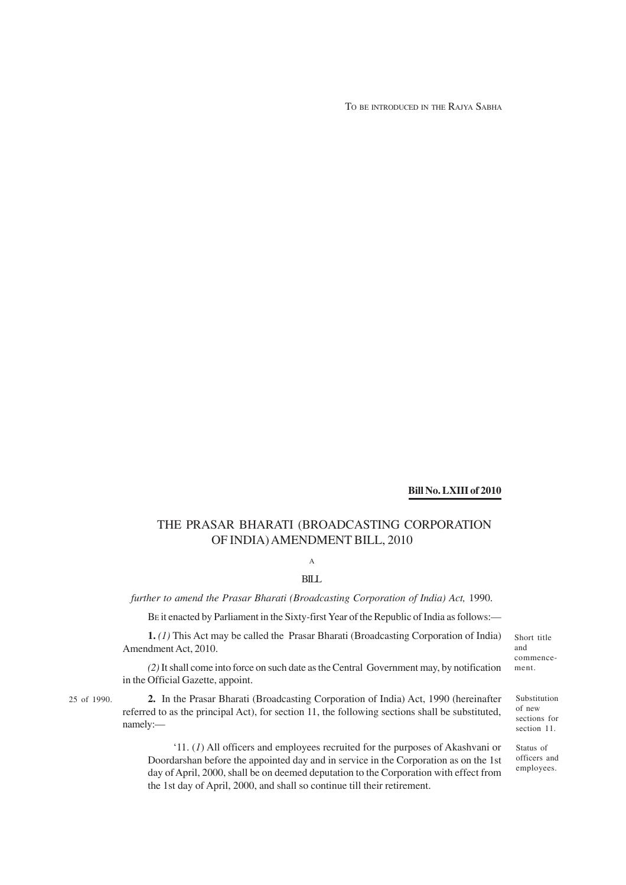TO BE INTRODUCED IN THE RAJYA SABHA

**Bill No. LXIII of 2010**

# THE PRASAR BHARATI (BROADCASTING CORPORATION OF INDIA) AMENDMENT BILL, 2010

A

BILL

*further to amend the Prasar Bharati (Broadcasting Corporation of India) Act,* 1990.

BE it enacted by Parliament in the Sixty-first Year of the Republic of India as follows:—

Short title and commencement.

**1.** *(1)* This Act may be called the Prasar Bharati (Broadcasting Corporation of India) Amendment Act, 2010.

*(2)* It shall come into force on such date as the Central Government may, by notification in the Official Gazette, appoint.

Substitution of new sections for section 11.

25 of 1990.

**2.** In the Prasar Bharati (Broadcasting Corporation of India) Act, 1990 (hereinafter referred to as the principal Act), for section 11, the following sections shall be substituted, namely:—

Status of officers and employees.

'11. (*1*) All officers and employees recruited for the purposes of Akashvani or Doordarshan before the appointed day and in service in the Corporation as on the 1st day of April, 2000, shall be on deemed deputation to the Corporation with effect from the 1st day of April, 2000, and shall so continue till their retirement.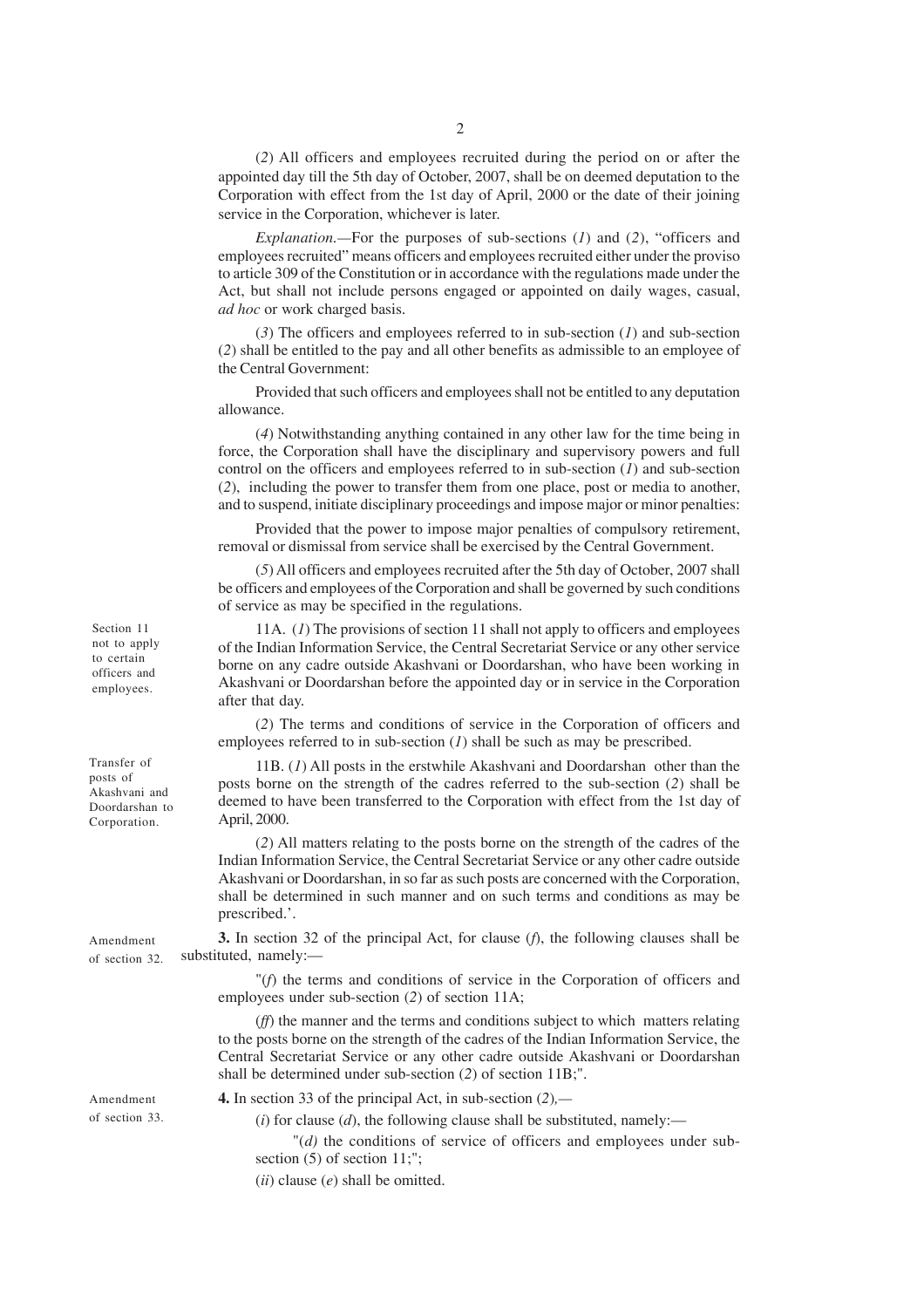(*2*) All officers and employees recruited during the period on or after the appointed day till the 5th day of October, 2007, shall be on deemed deputation to the Corporation with effect from the 1st day of April, 2000 or the date of their joining service in the Corporation, whichever is later.

*Explanation.*—For the purposes of sub-sections (*1*) and (*2*), "officers and employees recruited" means officers and employees recruited either under the proviso to article 309 of the Constitution or in accordance with the regulations made under the Act, but shall not include persons engaged or appointed on daily wages, casual, *ad hoc* or work charged basis.

(*3*) The officers and employees referred to in sub-section (*1*) and sub-section (*2*) shall be entitled to the pay and all other benefits as admissible to an employee of the Central Government:

Provided that such officers and employees shall not be entitled to any deputation allowance.

(*4*) Notwithstanding anything contained in any other law for the time being in force, the Corporation shall have the disciplinary and supervisory powers and full control on the officers and employees referred to in sub-section (*1*) and sub-section (*2*), including the power to transfer them from one place, post or media to another, and to suspend, initiate disciplinary proceedings and impose major or minor penalties:

Provided that the power to impose major penalties of compulsory retirement, removal or dismissal from service shall be exercised by the Central Government.

(*5*) All officers and employees recruited after the 5th day of October, 2007 shall be officers and employees of the Corporation and shall be governed by such conditions of service as may be specified in the regulations.

Section 11 not to apply to certain officers and employees.

11A. (*1*) The provisions of section 11 shall not apply to officers and employees of the Indian Information Service, the Central Secretariat Service or any other service borne on any cadre outside Akashvani or Doordarshan, who have been working in Akashvani or Doordarshan before the appointed day or in service in the Corporation after that day.

(*2*) The terms and conditions of service in the Corporation of officers and employees referred to in sub-section (*1*) shall be such as may be prescribed.

Transfer of posts of Akashvani and Doordarshan to Corporation.

11B. (*1*) All posts in the erstwhile Akashvani and Doordarshan other than the posts borne on the strength of the cadres referred to the sub-section (*2*) shall be deemed to have been transferred to the Corporation with effect from the 1st day of April, 2000.

(*2*) All matters relating to the posts borne on the strength of the cadres of the Indian Information Service, the Central Secretariat Service or any other cadre outside Akashvani or Doordarshan, in so far as such posts are concerned with the Corporation, shall be determined in such manner and on such terms and conditions as may be prescribed.'.

Amendment of section 32.

**3.** In section 32 of the principal Act, for clause (*f*), the following clauses shall be substituted, namely:—

"(*f*) the terms and conditions of service in the Corporation of officers and employees under sub-section (*2*) of section 11A;

(*ff*) the manner and the terms and conditions subject to which matters relating to the posts borne on the strength of the cadres of the Indian Information Service, the Central Secretariat Service or any other cadre outside Akashvani or Doordarshan shall be determined under sub-section (*2*) of section 11B;".

Amendment of section 33.

**4.** In section 33 of the principal Act, in sub-section (*2*),—

(*i*) for clause (*d*), the following clause shall be substituted, namely:—

"(*d*) the conditions of service of officers and employees under sub-section (5) of section 11;";

(*ii*) clause (*e*) shall be omitted.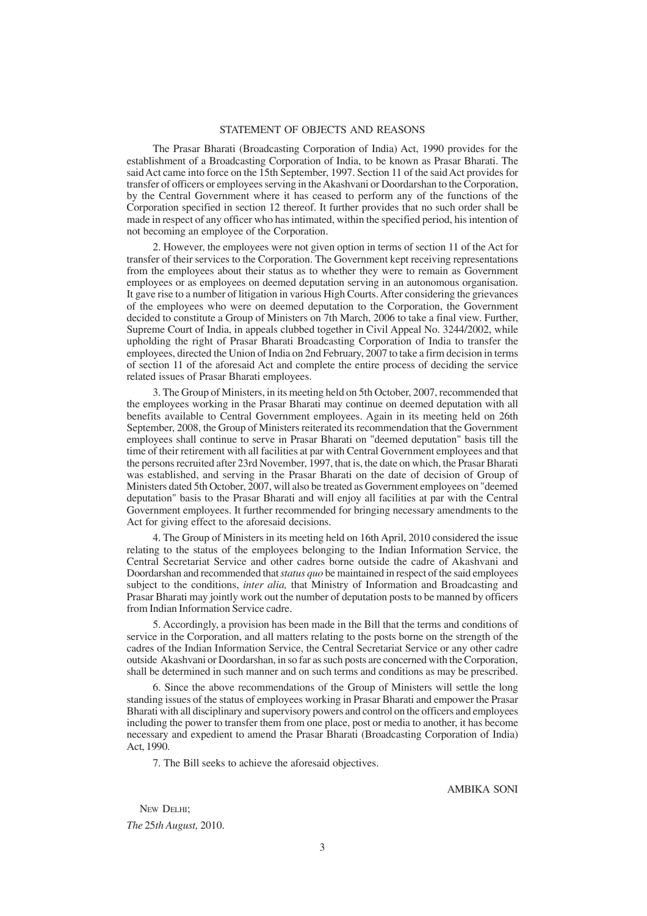## STATEMENT OF OBJECTS AND REASONS

The Prasar Bharati (Broadcasting Corporation of India) Act, 1990 provides for the establishment of a Broadcasting Corporation of India, to be known as Prasar Bharati. The said Act came into force on the 15th September, 1997. Section 11 of the said Act provides for transfer of officers or employees serving in the Akashvani or Doordarshan to the Corporation, by the Central Government where it has ceased to perform any of the functions of the Corporation specified in section 12 thereof. It further provides that no such order shall be made in respect of any officer who has intimated, within the specified period, his intention of not becoming an employee of the Corporation.

2. However, the employees were not given option in terms of section 11 of the Act for transfer of their services to the Corporation. The Government kept receiving representations from the employees about their status as to whether they were to remain as Government employees or as employees on deemed deputation serving in an autonomous organisation. It gave rise to a number of litigation in various High Courts. After considering the grievances of the employees who were on deemed deputation to the Corporation, the Government decided to constitute a Group of Ministers on 7th March, 2006 to take a final view. Further, Supreme Court of India, in appeals clubbed together in Civil Appeal No. 3244/2002, while upholding the right of Prasar Bharati Broadcasting Corporation of India to transfer the employees, directed the Union of India on 2nd February, 2007 to take a firm decision in terms of section 11 of the aforesaid Act and complete the entire process of deciding the service related issues of Prasar Bharati employees.

3. The Group of Ministers, in its meeting held on 5th October, 2007, recommended that the employees working in the Prasar Bharati may continue on deemed deputation with all benefits available to Central Government employees. Again in its meeting held on 26th September, 2008, the Group of Ministers reiterated its recommendation that the Government employees shall continue to serve in Prasar Bharati on "deemed deputation" basis till the time of their retirement with all facilities at par with Central Government employees and that the persons recruited after 23rd November, 1997, that is, the date on which, the Prasar Bharati was established, and serving in the Prasar Bharati on the date of decision of Group of Ministers dated 5th October, 2007, will also be treated as Government employees on "deemed deputation" basis to the Prasar Bharati and will enjoy all facilities at par with the Central Government employees. It further recommended for bringing necessary amendments to the Act for giving effect to the aforesaid decisions.

4. The Group of Ministers in its meeting held on 16th April, 2010 considered the issue relating to the status of the employees belonging to the Indian Information Service, the Central Secretariat Service and other cadres borne outside the cadre of Akashvani and Doordarshan and recommended that *status quo* be maintained in respect of the said employees subject to the conditions, *inter alia,* that Ministry of Information and Broadcasting and Prasar Bharati may jointly work out the number of deputation posts to be manned by officers from Indian Information Service cadre.

5. Accordingly, a provision has been made in the Bill that the terms and conditions of service in the Corporation, and all matters relating to the posts borne on the strength of the cadres of the Indian Information Service, the Central Secretariat Service or any other cadre outside Akashvani or Doordarshan, in so far as such posts are concerned with the Corporation, shall be determined in such manner and on such terms and conditions as may be prescribed.

6. Since the above recommendations of the Group of Ministers will settle the long standing issues of the status of employees working in Prasar Bharati and empower the Prasar Bharati with all disciplinary and supervisory powers and control on the officers and employees including the power to transfer them from one place, post or media to another, it has become necessary and expedient to amend the Prasar Bharati (Broadcasting Corporation of India) Act, 1990.

7. The Bill seeks to achieve the aforesaid objectives.

AMBIKA SONI

NEW DELHI;

*The* 25*th August,* 2010.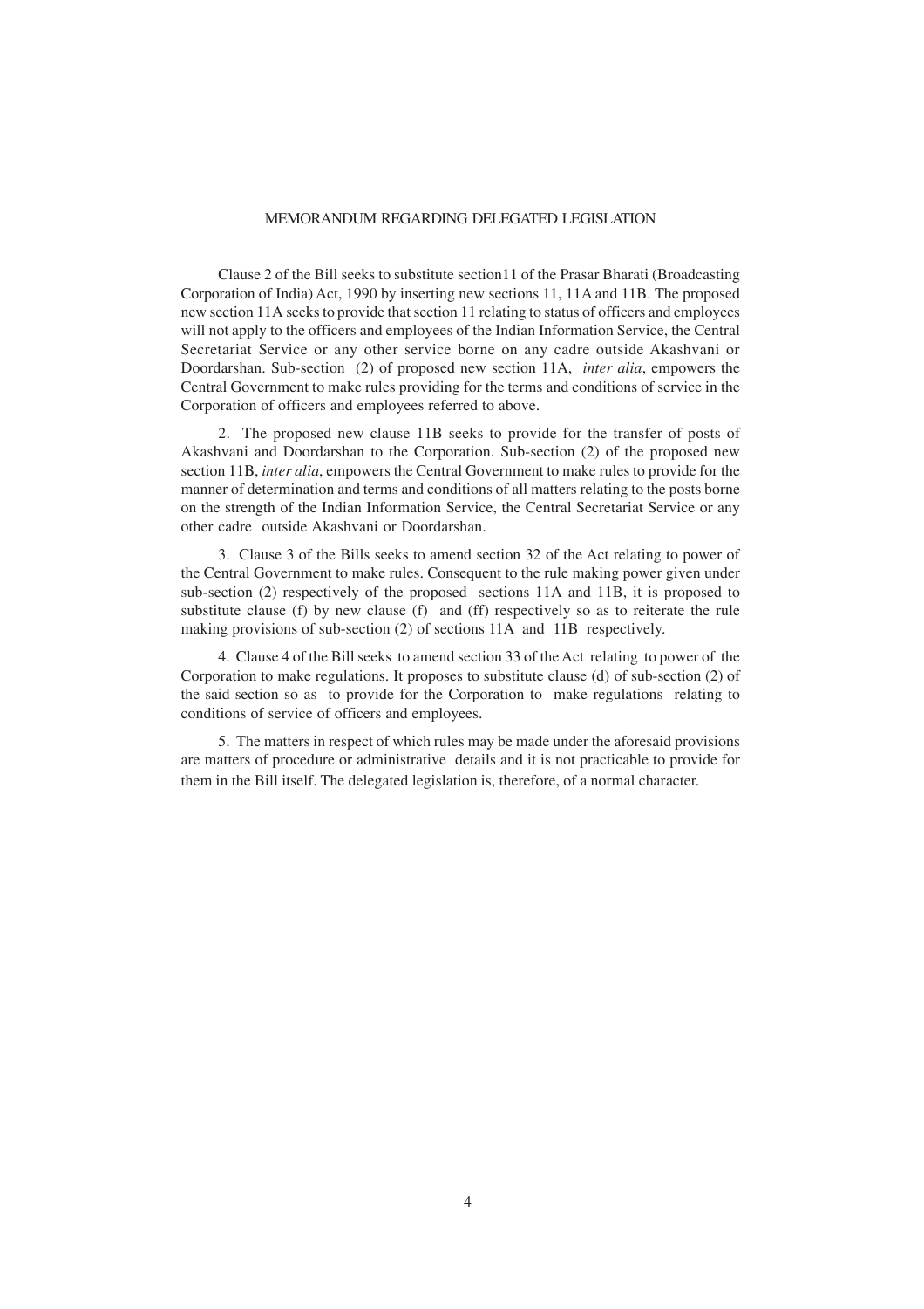## MEMORANDUM REGARDING DELEGATED LEGISLATION

Clause 2 of the Bill seeks to substitute section11 of the Prasar Bharati (Broadcasting Corporation of India) Act, 1990 by inserting new sections 11, 11A and 11B. The proposed new section 11A seeks to provide that section 11 relating to status of officers and employees will not apply to the officers and employees of the Indian Information Service, the Central Secretariat Service or any other service borne on any cadre outside Akashvani or Doordarshan. Sub-section (2) of proposed new section 11A, *inter alia*, empowers the Central Government to make rules providing for the terms and conditions of service in the Corporation of officers and employees referred to above.

2. The proposed new clause 11B seeks to provide for the transfer of posts of Akashvani and Doordarshan to the Corporation. Sub-section (2) of the proposed new section 11B, *inter alia*, empowers the Central Government to make rules to provide for the manner of determination and terms and conditions of all matters relating to the posts borne on the strength of the Indian Information Service, the Central Secretariat Service or any other cadre outside Akashvani or Doordarshan.

3. Clause 3 of the Bills seeks to amend section 32 of the Act relating to power of the Central Government to make rules. Consequent to the rule making power given under sub-section (2) respectively of the proposed sections 11A and 11B, it is proposed to substitute clause (f) by new clause (f) and (ff) respectively so as to reiterate the rule making provisions of sub-section (2) of sections 11A and 11B respectively.

4. Clause 4 of the Bill seeks to amend section 33 of the Act relating to power of the Corporation to make regulations. It proposes to substitute clause (d) of sub-section (2) of the said section so as to provide for the Corporation to make regulations relating to conditions of service of officers and employees.

5. The matters in respect of which rules may be made under the aforesaid provisions are matters of procedure or administrative details and it is not practicable to provide for them in the Bill itself. The delegated legislation is, therefore, of a normal character.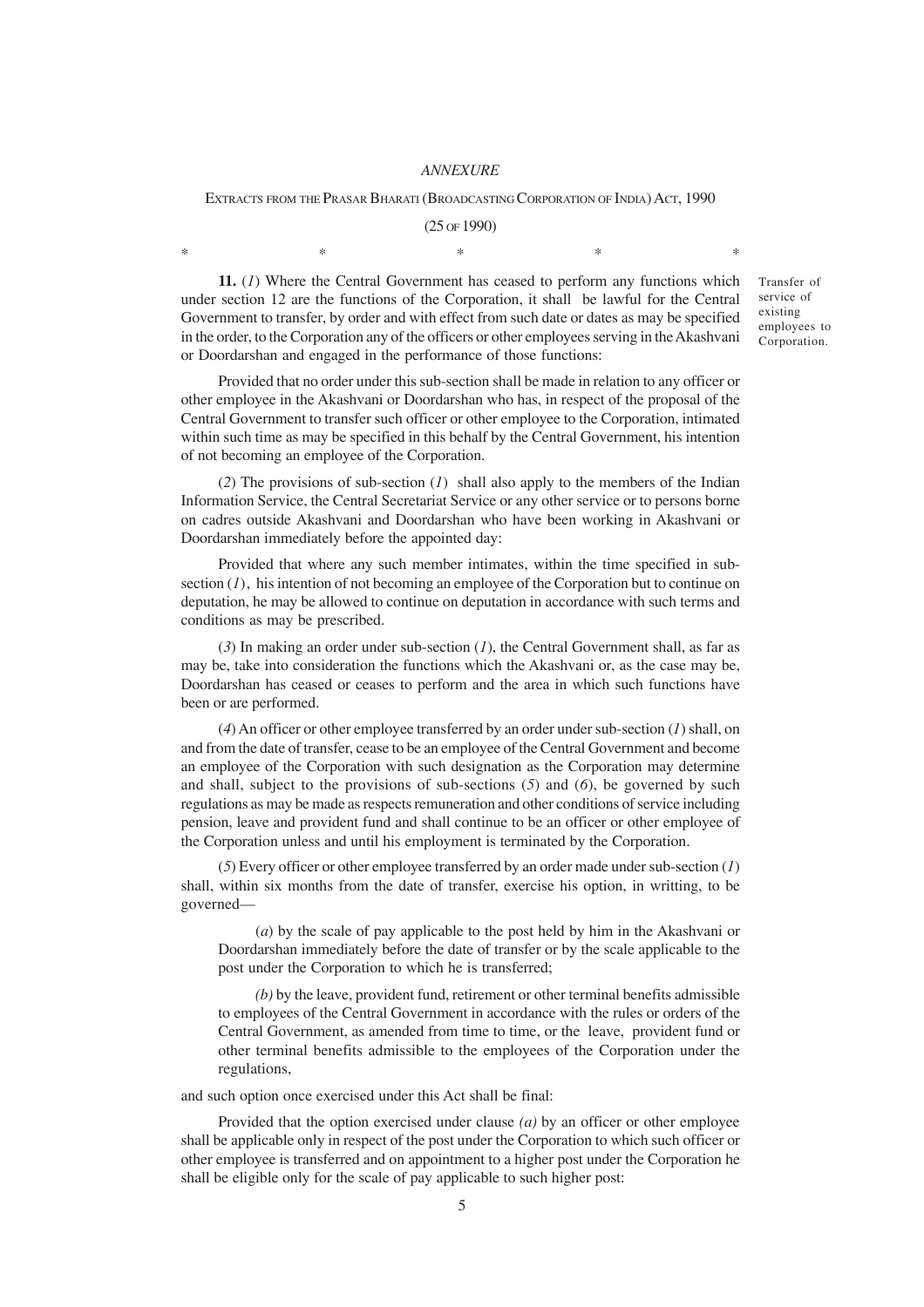*ANNEXURE*

EXTRACTS FROM THE PRASAR BHARATI (BROADCASTING CORPORATION OF INDIA) ACT, 1990

(25 OF 1990)

\* \* \* \* \*

*Transfer of service of existing employees to Corporation.*

**11.** (*1*) Where the Central Government has ceased to perform any functions which under section 12 are the functions of the Corporation, it shall be lawful for the Central Government to transfer, by order and with effect from such date or dates as may be specified in the order, to the Corporation any of the officers or other employees serving in the Akashvani or Doordarshan and engaged in the performance of those functions:

Provided that no order under this sub-section shall be made in relation to any officer or other employee in the Akashvani or Doordarshan who has, in respect of the proposal of the Central Government to transfer such officer or other employee to the Corporation, intimated within such time as may be specified in this behalf by the Central Government, his intention of not becoming an employee of the Corporation.

(*2*) The provisions of sub-section (*1*) shall also apply to the members of the Indian Information Service, the Central Secretariat Service or any other service or to persons borne on cadres outside Akashvani and Doordarshan who have been working in Akashvani or Doordarshan immediately before the appointed day:

Provided that where any such member intimates, within the time specified in sub-section (*1*), his intention of not becoming an employee of the Corporation but to continue on deputation, he may be allowed to continue on deputation in accordance with such terms and conditions as may be prescribed.

(*3*) In making an order under sub-section (*1*), the Central Government shall, as far as may be, take into consideration the functions which the Akashvani or, as the case may be, Doordarshan has ceased or ceases to perform and the area in which such functions have been or are performed.

(*4*) An officer or other employee transferred by an order under sub-section (*1*) shall, on and from the date of transfer, cease to be an employee of the Central Government and become an employee of the Corporation with such designation as the Corporation may determine and shall, subject to the provisions of sub-sections (*5*) and (*6*), be governed by such regulations as may be made as respects remuneration and other conditions of service including pension, leave and provident fund and shall continue to be an officer or other employee of the Corporation unless and until his employment is terminated by the Corporation.

(*5*) Every officer or other employee transferred by an order made under sub-section (*1*) shall, within six months from the date of transfer, exercise his option, in writting, to be governed—

(*a*) by the scale of pay applicable to the post held by him in the Akashvani or Doordarshan immediately before the date of transfer or by the scale applicable to the post under the Corporation to which he is transferred;

*(b)* by the leave, provident fund, retirement or other terminal benefits admissible to employees of the Central Government in accordance with the rules or orders of the Central Government, as amended from time to time, or the leave, provident fund or other terminal benefits admissible to the employees of the Corporation under the regulations,

and such option once exercised under this Act shall be final:

Provided that the option exercised under clause *(a)* by an officer or other employee shall be applicable only in respect of the post under the Corporation to which such officer or other employee is transferred and on appointment to a higher post under the Corporation he shall be eligible only for the scale of pay applicable to such higher post: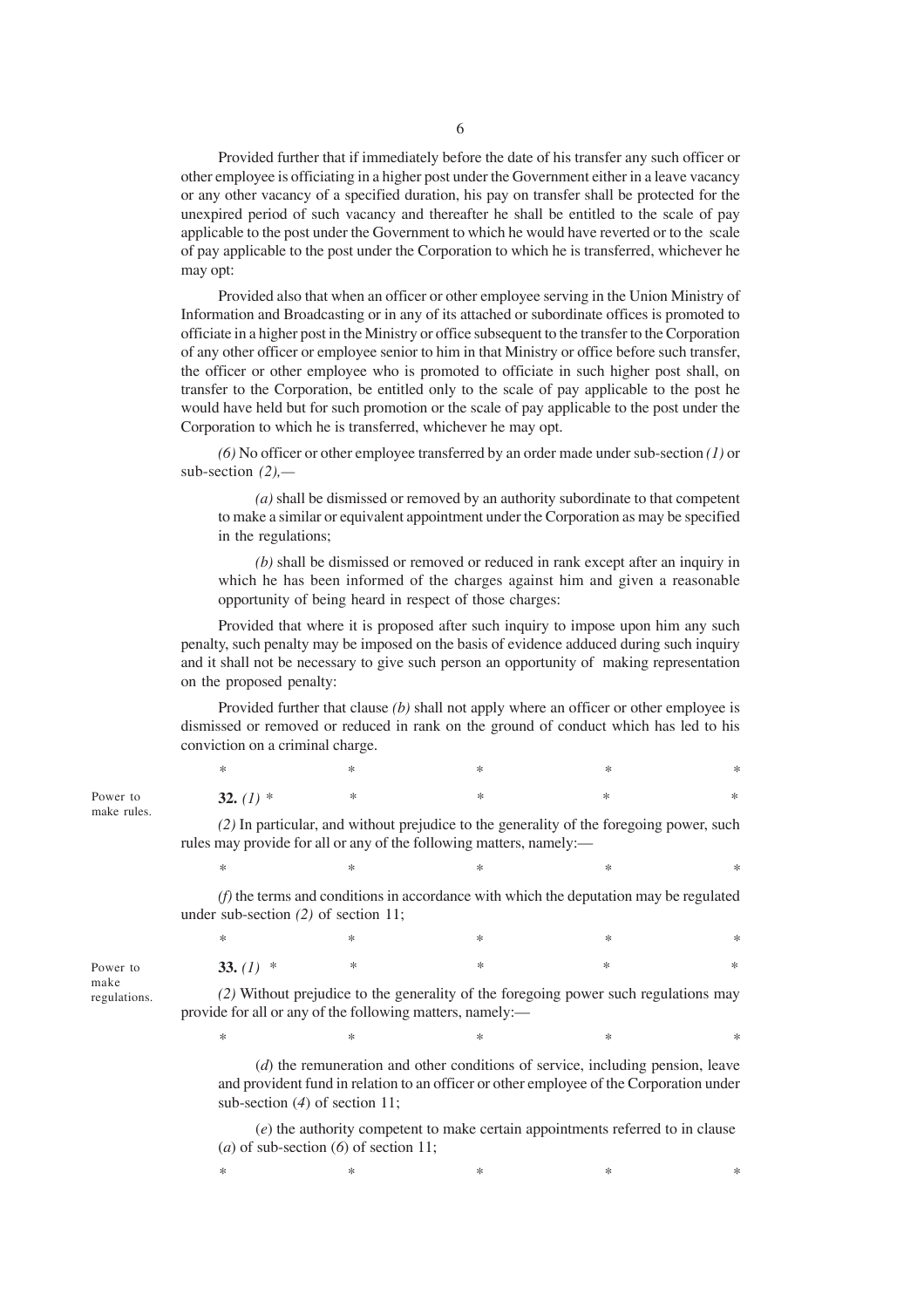Provided further that if immediately before the date of his transfer any such officer or other employee is officiating in a higher post under the Government either in a leave vacancy or any other vacancy of a specified duration, his pay on transfer shall be protected for the unexpired period of such vacancy and thereafter he shall be entitled to the scale of pay applicable to the post under the Government to which he would have reverted or to the scale of pay applicable to the post under the Corporation to which he is transferred, whichever he may opt:

Provided also that when an officer or other employee serving in the Union Ministry of Information and Broadcasting or in any of its attached or subordinate offices is promoted to officiate in a higher post in the Ministry or office subsequent to the transfer to the Corporation of any other officer or employee senior to him in that Ministry or office before such transfer, the officer or other employee who is promoted to officiate in such higher post shall, on transfer to the Corporation, be entitled only to the scale of pay applicable to the post he would have held but for such promotion or the scale of pay applicable to the post under the Corporation to which he is transferred, whichever he may opt.

*(6)* No officer or other employee transferred by an order made under sub-section *(1)* or sub-section *(2)*,—

*(a)* shall be dismissed or removed by an authority subordinate to that competent to make a similar or equivalent appointment under the Corporation as may be specified in the regulations;

*(b)* shall be dismissed or removed or reduced in rank except after an inquiry in which he has been informed of the charges against him and given a reasonable opportunity of being heard in respect of those charges:

Provided that where it is proposed after such inquiry to impose upon him any such penalty, such penalty may be imposed on the basis of evidence adduced during such inquiry and it shall not be necessary to give such person an opportunity of making representation on the proposed penalty:

Provided further that clause *(b)* shall not apply where an officer or other employee is dismissed or removed or reduced in rank on the ground of conduct which has led to his conviction on a criminal charge.

\*     \*     \*     \*     \*

Power to make rules.

**32.** *(1)* \*     \*     \*     \*     \*

*(2)* In particular, and without prejudice to the generality of the foregoing power, such rules may provide for all or any of the following matters, namely:—

\*     \*     \*     \*     \*

*(f)* the terms and conditions in accordance with which the deputation may be regulated under sub-section *(2)* of section 11;

\*     \*     \*     \*     \*

Power to make regulations.

**33.** *(1)* \*     \*     \*     \*     \*

*(2)* Without prejudice to the generality of the foregoing power such regulations may provide for all or any of the following matters, namely:—

\*     \*     \*     \*     \*

(*d*) the remuneration and other conditions of service, including pension, leave and provident fund in relation to an officer or other employee of the Corporation under sub-section (*4*) of section 11;

(*e*) the authority competent to make certain appointments referred to in clause (*a*) of sub-section (*6*) of section 11;

\*     \*     \*     \*     \*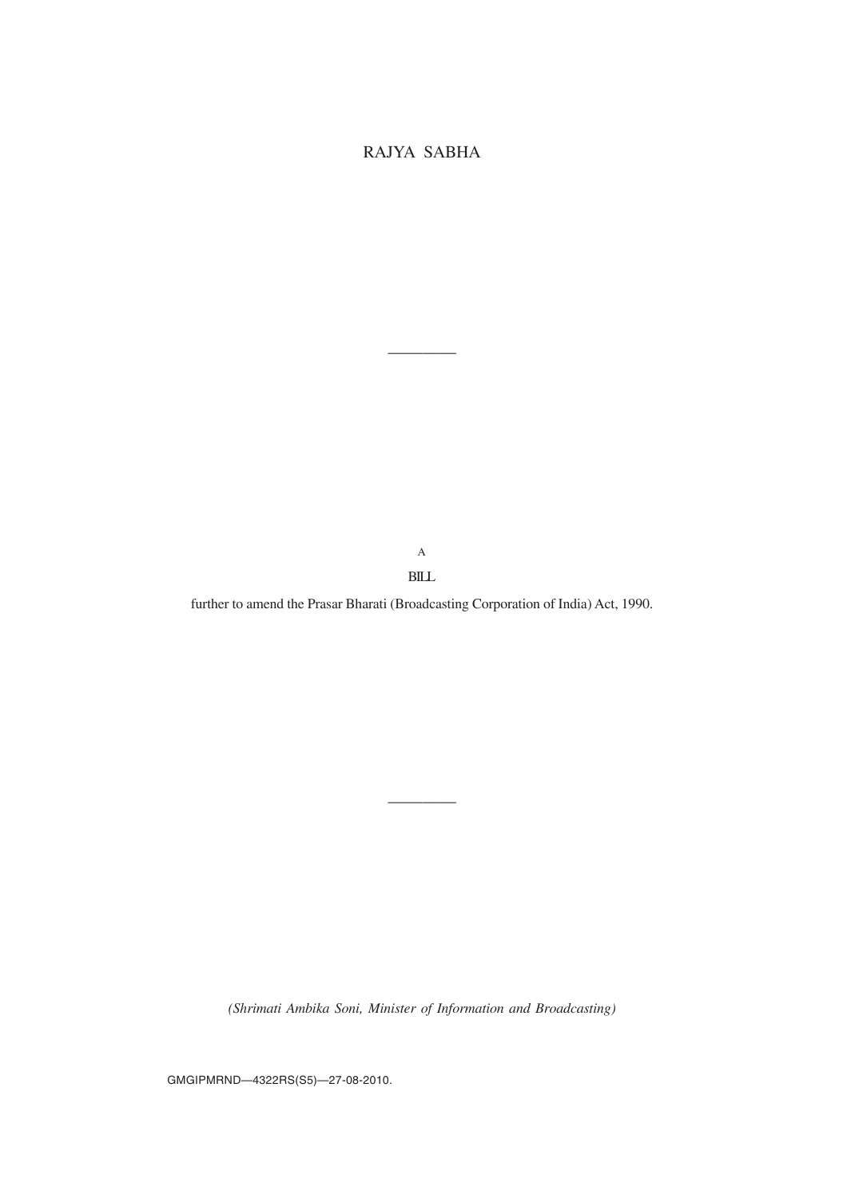RAJYA SABHA

---

A

BILL

further to amend the Prasar Bharati (Broadcasting Corporation of India) Act, 1990.

---

*(Shrimati Ambika Soni, Minister of Information and Broadcasting)*

GMGIPMRND—4322RS(S5)—27-08-2010.